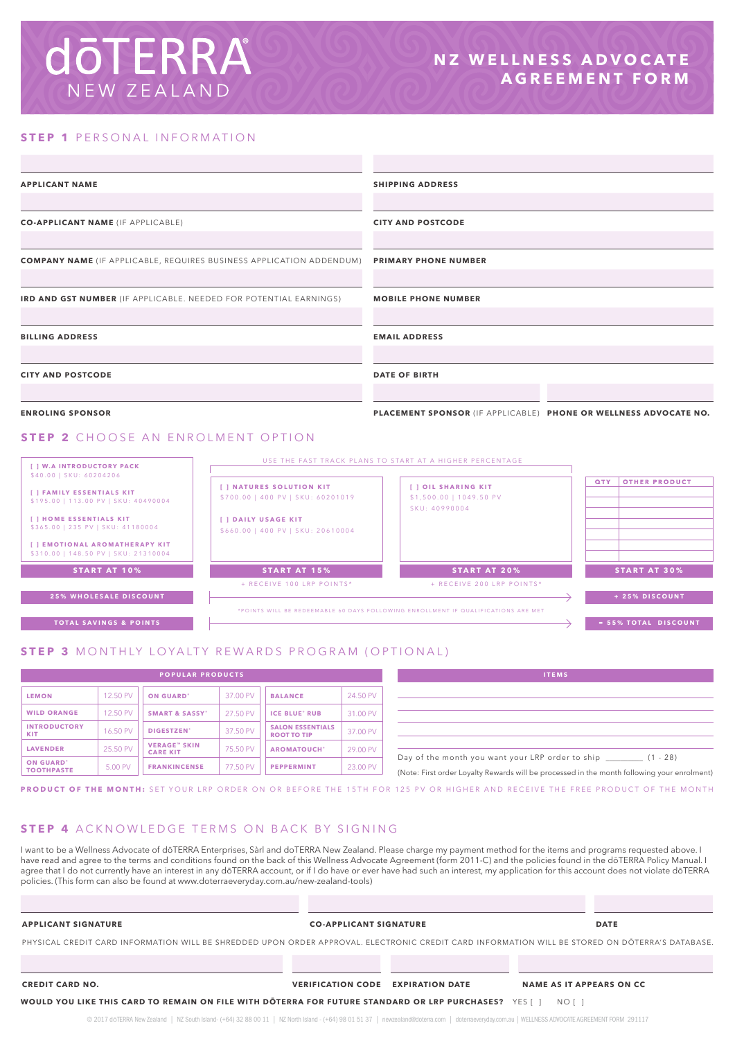# dōTERRA NEW ZEALAND

## NZ WELLNESS ADVOCATE AGREEMENT FORM

## STEP 1 PERSONAL INFORMATION

**APPLICANT NAME**

**CO-APPLICANT NAME** (IF APPLICABLE)

**COMPANY NAME** (IF APPLICABLE, REQUIRES BUSINESS APPLICATION ADDENDUM)

**IRD AND GST NUMBER** (IF APPLICABLE. NEEDED FOR POTENTIAL EARNINGS)

**BILLING ADDRESS**

**CITY AND POSTCODE**

**ENROLING SPONSOR**

**SHIPPING ADDRESS**

**CITY AND POSTCODE**

**PRIMARY PHONE NUMBER**

**MOBILE PHONE NUMBER**

**EMAIL ADDRESS**

**DATE OF BIRTH**

**PLACEMENT SPONSOR** (IF APPLICABLE) **PHONE OR WELLNESS ADVOCATE NO.**

## STEP 2 CHOOSE AN ENROLMENT OPTION

**[ ] W.A INTRODUCTORY PACK**
$40.00 | SKU: 60204206

**[ ] FAMILY ESSENTIALS KIT**
$195.00 | 113.00 PV | SKU: 40490004

**[ ] HOME ESSENTIALS KIT**
$365.00 | 235 PV | SKU: 41180004

**[ ] EMOTIONAL AROMATHERAPY KIT**
$310.00 | 148.50 PV | SKU: 21310004

**START AT 10%**

**25% WHOLESALE DISCOUNT**

**TOTAL SAVINGS & POINTS**

USE THE FAST TRACK PLANS TO START AT A HIGHER PERCENTAGE

**[ ] NATURES SOLUTION KIT**
$700.00 | 400 PV | SKU: 60201019

**[ ] DAILY USAGE KIT**
$660.00 | 400 PV | SKU: 20610004

**START AT 15%**
+ RECEIVE 100 LRP POINTS*

**[ ] OIL SHARING KIT**
$1,500.00 | 1049.50 PV
SKU: 40990004

**START AT 20%**
+ RECEIVE 200 LRP POINTS*

*POINTS WILL BE REDEEMABLE 60 DAYS FOLLOWING ENROLLMENT IF QUALIFICATIONS ARE MET

| QTY | OTHER PRODUCT |
|---|---|
| | |
| | |
| | |
| | |
| | |
| | |
| | |

**START AT 30%**

**+ 25% DISCOUNT**

**= 55% TOTAL DISCOUNT**

## STEP 3 MONTHLY LOYALTY REWARDS PROGRAM (OPTIONAL)

| POPULAR PRODUCTS | | | | | |
|---|---|---|---|---|---|
| LEMON | 12.50 PV | ON GUARD® | 37.00 PV | BALANCE | 24.50 PV |
| WILD ORANGE | 12.50 PV | SMART & SASSY® | 27.50 PV | ICE BLUE® RUB | 31.00 PV |
| INTRODUCTORY KIT | 16.50 PV | DIGESTZEN® | 37.50 PV | SALON ESSENTIALS ROOT TO TIP | 37.00 PV |
| LAVENDER | 25.50 PV | VERAGE™ SKIN CARE KIT | 75.50 PV | AROMATOUCH® | 29.00 PV |
| ON GUARD® TOOTHPASTE | 5.00 PV | FRANKINCENSE | 77.50 PV | PEPPERMINT | 23.00 PV |

| ITEMS |
|---|
| |
| |
| |
| |
| |

Day of the month you want your LRP order to ship ________ (1 - 28)

(Note: First order Loyalty Rewards will be processed in the month following your enrolment)

**PRODUCT OF THE MONTH:** SET YOUR LRP ORDER ON OR BEFORE THE 15TH FOR 125 PV OR HIGHER AND RECEIVE THE FREE PRODUCT OF THE MONTH

## STEP 4 ACKNOWLEDGE TERMS ON BACK BY SIGNING

I want to be a Wellness Advocate of dōTERRA Enterprises, Sàrl and doTERRA New Zealand. Please charge my payment method for the items and programs requested above. I have read and agree to the terms and conditions found on the back of this Wellness Advocate Agreement (form 2011-C) and the policies found in the dōTERRA Policy Manual. I agree that I do not currently have an interest in any dōTERRA account, or if I do have or ever have had such an interest, my application for this account does not violate dōTERRA policies. (This form can also be found at www.doterraeveryday.com.au/new-zealand-tools)

**APPLICANT SIGNATURE** | **CO-APPLICANT SIGNATURE** | **DATE**

PHYSICAL CREDIT CARD INFORMATION WILL BE SHREDDED UPON ORDER APPROVAL. ELECTRONIC CREDIT CARD INFORMATION WILL BE STORED ON DŌTERRA'S DATABASE.

**CREDIT CARD NO.** | **VERIFICATION CODE** | **EXPIRATION DATE** | **NAME AS IT APPEARS ON CC**

**WOULD YOU LIKE THIS CARD TO REMAIN ON FILE WITH DŌTERRA FOR FUTURE STANDARD OR LRP PURCHASES?** YES [ ] NO [ ]

© 2017 dōTERRA New Zealand | NZ South Island- (+64) 32 88 00 11 | NZ North Island - (+64) 98 01 51 37 | newzealand@doterra.com | doterraeveryday.com.au | WELLNESS ADVOCATE AGREEMENT FORM 291117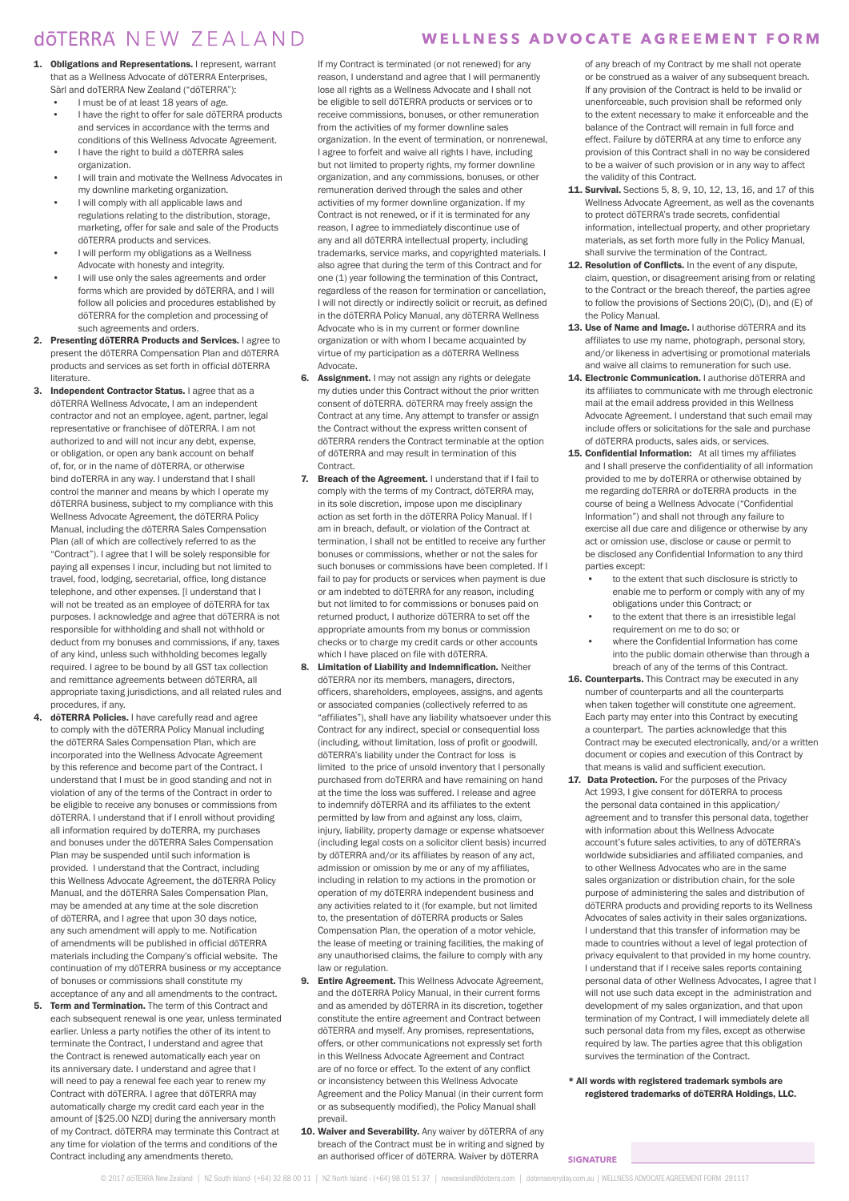# dōTERRA NEW ZEALAND

## WELLNESS ADVOCATE AGREEMENT FORM

1. **Obligations and Representations.** I represent, warrant that as a Wellness Advocate of dōTERRA Enterprises, Sàrl and doTERRA New Zealand ("dōTERRA"):
   - I must be of at least 18 years of age.
   - I have the right to offer for sale dōTERRA products and services in accordance with the terms and conditions of this Wellness Advocate Agreement.
   - I have the right to build a dōTERRA sales organization.
   - I will train and motivate the Wellness Advocates in my downline marketing organization.
   - I will comply with all applicable laws and regulations relating to the distribution, storage, marketing, offer for sale and sale of the Products dōTERRA products and services.
   - I will perform my obligations as a Wellness Advocate with honesty and integrity.
   - I will use only the sales agreements and order forms which are provided by dōTERRA, and I will follow all policies and procedures established by dōTERRA for the completion and processing of such agreements and orders.
2. **Presenting dōTERRA Products and Services.** I agree to present the dōTERRA Compensation Plan and dōTERRA products and services as set forth in official dōTERRA literature.
3. **Independent Contractor Status.** I agree that as a dōTERRA Wellness Advocate, I am an independent contractor and not an employee, agent, partner, legal representative or franchisee of dōTERRA. I am not authorized to and will not incur any debt, expense, or obligation, or open any bank account on behalf of, for, or in the name of dōTERRA, or otherwise bind doTERRA in any way. I understand that I shall control the manner and means by which I operate my dōTERRA business, subject to my compliance with this Wellness Advocate Agreement, the dōTERRA Policy Manual, including the dōTERRA Sales Compensation Plan (all of which are collectively referred to as the "Contract"). I agree that I will be solely responsible for paying all expenses I incur, including but not limited to travel, food, lodging, secretarial, office, long distance telephone, and other expenses. [I understand that I will not be treated as an employee of dōTERRA for tax purposes. I acknowledge and agree that dōTERRA is not responsible for withholding and shall not withhold or deduct from my bonuses and commissions, if any, taxes of any kind, unless such withholding becomes legally required. I agree to be bound by all GST tax collection and remittance agreements between dōTERRA, all appropriate taxing jurisdictions, and all related rules and procedures, if any.
4. **dōTERRA Policies.** I have carefully read and agree to comply with the dōTERRA Policy Manual including the dōTERRA Sales Compensation Plan, which are incorporated into the Wellness Advocate Agreement by this reference and become part of the Contract. I understand that I must be in good standing and not in violation of any of the terms of the Contract in order to be eligible to receive any bonuses or commissions from dōTERRA. I understand that if I enroll without providing all information required by doTERRA, my purchases and bonuses under the dōTERRA Sales Compensation Plan may be suspended until such information is provided. I understand that the Contract, including this Wellness Advocate Agreement, the dōTERRA Policy Manual, and the dōTERRA Sales Compensation Plan, may be amended at any time at the sole discretion of dōTERRA, and I agree that upon 30 days notice, any such amendment will apply to me. Notification of amendments will be published in official dōTERRA materials including the Company's official website. The continuation of my dōTERRA business or my acceptance of bonuses or commissions shall constitute my acceptance of any and all amendments to the contract.
5. **Term and Termination.** The term of this Contract and each subsequent renewal is one year, unless terminated earlier. Unless a party notifies the other of its intent to terminate the Contract, I understand and agree that the Contract is renewed automatically each year on its anniversary date. I understand and agree that I will need to pay a renewal fee each year to renew my Contract with dōTERRA. I agree that dōTERRA may automatically charge my credit card each year in the amount of [$25.00 NZD] during the anniversary month of my Contract. dōTERRA may terminate this Contract at any time for violation of the terms and conditions of the Contract including any amendments thereto.

   If my Contract is terminated (or not renewed) for any reason, I understand and agree that I will permanently lose all rights as a Wellness Advocate and I shall not be eligible to sell dōTERRA products or services or to receive commissions, bonuses, or other remuneration from the activities of my former downline sales organization. In the event of termination, or nonrenewal, I agree to forfeit and waive all rights I have, including but not limited to property rights, my former downline organization, and any commissions, bonuses, or other remuneration derived through the sales and other activities of my former downline organization. If my Contract is not renewed, or if it is terminated for any reason, I agree to immediately discontinue use of any and all dōTERRA intellectual property, including trademarks, service marks, and copyrighted materials. I also agree that during the term of this Contract and for one (1) year following the termination of this Contract, regardless of the reason for termination or cancellation, I will not directly or indirectly solicit or recruit, as defined in the dōTERRA Policy Manual, any dōTERRA Wellness Advocate who is in my current or former downline organization or with whom I became acquainted by virtue of my participation as a dōTERRA Wellness Advocate.
6. **Assignment.** I may not assign any rights or delegate my duties under this Contract without the prior written consent of dōTERRA. dōTERRA may freely assign the Contract at any time. Any attempt to transfer or assign the Contract without the express written consent of dōTERRA renders the Contract terminable at the option of dōTERRA and may result in termination of this Contract.
7. **Breach of the Agreement.** I understand that if I fail to comply with the terms of my Contract, dōTERRA may, in its sole discretion, impose upon me disciplinary action as set forth in the dōTERRA Policy Manual. If I am in breach, default, or violation of the Contract at termination, I shall not be entitled to receive any further bonuses or commissions, whether or not the sales for such bonuses or commissions have been completed. If I fail to pay for products or services when payment is due or am indebted to dōTERRA for any reason, including but not limited to for commissions or bonuses paid on returned product, I authorize dōTERRA to set off the appropriate amounts from my bonus or commission checks or to charge my credit cards or other accounts which I have placed on file with dōTERRA.
8. **Limitation of Liability and Indemnification.** Neither dōTERRA nor its members, managers, directors, officers, shareholders, employees, assigns, and agents or associated companies (collectively referred to as "affiliates"), shall have any liability whatsoever under this Contract for any indirect, special or consequential loss (including, without limitation, loss of profit or goodwill. dōTERRA's liability under the Contract for loss is limited to the price of unsold inventory that I personally purchased from doTERRA and have remaining on hand at the time the loss was suffered. I release and agree to indemnify dōTERRA and its affiliates to the extent permitted by law from and against any loss, claim, injury, liability, property damage or expense whatsoever (including legal costs on a solicitor client basis) incurred by dōTERRA and/or its affiliates by reason of any act, admission or omission by me or any of my affiliates, including in relation to my actions in the promotion or operation of my dōTERRA independent business and any activities related to it (for example, but not limited to, the presentation of dōTERRA products or Sales Compensation Plan, the operation of a motor vehicle, the lease of meeting or training facilities, the making of any unauthorised claims, the failure to comply with any law or regulation.
9. **Entire Agreement.** This Wellness Advocate Agreement, and the dōTERRA Policy Manual, in their current forms and as amended by dōTERRA in its discretion, together constitute the entire agreement and Contract between dōTERRA and myself. Any promises, representations, offers, or other communications not expressly set forth in this Wellness Advocate Agreement and Contract are of no force or effect. To the extent of any conflict or inconsistency between this Wellness Advocate Agreement and the Policy Manual (in their current form or as subsequently modified), the Policy Manual shall prevail.
10. **Waiver and Severability.** Any waiver by dōTERRA of any breach of the Contract must be in writing and signed by an authorised officer of dōTERRA. Waiver by dōTERRA of any breach of my Contract by me shall not operate or be construed as a waiver of any subsequent breach. If any provision of the Contract is held to be invalid or unenforceable, such provision shall be reformed only to the extent necessary to make it enforceable and the balance of the Contract will remain in full force and effect. Failure by dōTERRA at any time to enforce any provision of this Contract shall in no way be considered to be a waiver of such provision or in any way to affect the validity of this Contract.
11. **Survival.** Sections 5, 8, 9, 10, 12, 13, 16, and 17 of this Wellness Advocate Agreement, as well as the covenants to protect dōTERRA's trade secrets, confidential information, intellectual property, and other proprietary materials, as set forth more fully in the Policy Manual, shall survive the termination of the Contract.
12. **Resolution of Conflicts.** In the event of any dispute, claim, question, or disagreement arising from or relating to the Contract or the breach thereof, the parties agree to follow the provisions of Sections 20(C), (D), and (E) of the Policy Manual.
13. **Use of Name and Image.** I authorise dōTERRA and its affiliates to use my name, photograph, personal story, and/or likeness in advertising or promotional materials and waive all claims to remuneration for such use.
14. **Electronic Communication.** I authorise dōTERRA and its affiliates to communicate with me through electronic mail at the email address provided in this Wellness Advocate Agreement. I understand that such email may include offers or solicitations for the sale and purchase of dōTERRA products, sales aids, or services.
15. **Confidential Information:** At all times my affiliates and I shall preserve the confidentiality of all information provided to me by doTERRA or otherwise obtained by me regarding doTERRA or doTERRA products in the course of being a Wellness Advocate ("Confidential Information") and shall not through any failure to exercise all due care and diligence or otherwise by any act or omission use, disclose or cause or permit to be disclosed any Confidential Information to any third parties except:
    - to the extent that such disclosure is strictly to enable me to perform or comply with any of my obligations under this Contract; or
    - to the extent that there is an irresistible legal requirement on me to do so; or
    - where the Confidential Information has come into the public domain otherwise than through a breach of any of the terms of this Contract.
16. **Counterparts.** This Contract may be executed in any number of counterparts and all the counterparts when taken together will constitute one agreement. Each party may enter into this Contract by executing a counterpart. The parties acknowledge that this Contract may be executed electronically, and/or a written document or copies and execution of this Contract by that means is valid and sufficient execution.
17. **Data Protection.** For the purposes of the Privacy Act 1993, I give consent for dōTERRA to process the personal data contained in this application/ agreement and to transfer this personal data, together with information about this Wellness Advocate account's future sales activities, to any of dōTERRA's worldwide subsidiaries and affiliated companies, and to other Wellness Advocates who are in the same sales organization or distribution chain, for the sole purpose of administering the sales and distribution of dōTERRA products and providing reports to its Wellness Advocates of sales activity in their sales organizations. I understand that this transfer of information may be made to countries without a level of legal protection of privacy equivalent to that provided in my home country. I understand that if I receive sales reports containing personal data of other Wellness Advocates, I agree that I will not use such data except in the administration and development of my sales organization, and that upon termination of my Contract, I will immediately delete all such personal data from my files, except as otherwise required by law. The parties agree that this obligation survives the termination of the Contract.

**\* All words with registered trademark symbols are registered trademarks of dōTERRA Holdings, LLC.**

SIGNATURE

© 2017 dōTERRA New Zealand | NZ South Island- (+64) 32 88 00 11 | NZ North Island - (+64) 98 01 51 37 | newzealand@doterra.com | doterraeveryday.com.au | WELLNESS ADVOCATE AGREEMENT FORM 291117